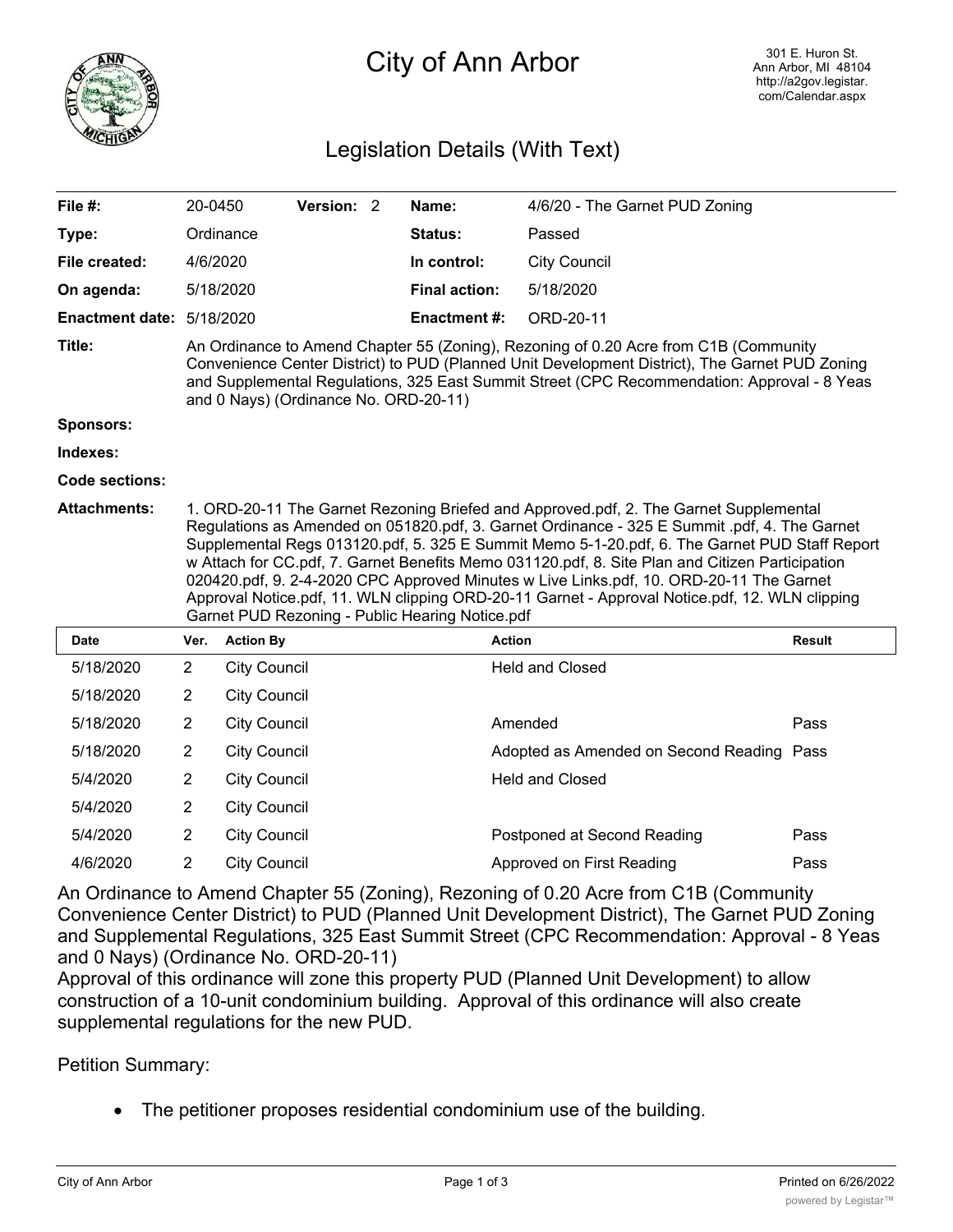# City of Ann Arbor

301 E. Huron St.
Ann Arbor, MI 48104
http://a2gov.legistar.com/Calendar.aspx

## Legislation Details (With Text)

| | | | | | |
|---|---|---|---|---|---|
| **File #:** | 20-0450 | **Version:** 2 | | **Name:** | 4/6/20 - The Garnet PUD Zoning |
| **Type:** | Ordinance | | | **Status:** | Passed |
| **File created:** | 4/6/2020 | | | **In control:** | City Council |
| **On agenda:** | 5/18/2020 | | | **Final action:** | 5/18/2020 |
| **Enactment date:** | 5/18/2020 | | | **Enactment #:** | ORD-20-11 |

**Title:** An Ordinance to Amend Chapter 55 (Zoning), Rezoning of 0.20 Acre from C1B (Community Convenience Center District) to PUD (Planned Unit Development District), The Garnet PUD Zoning and Supplemental Regulations, 325 East Summit Street (CPC Recommendation: Approval - 8 Yeas and 0 Nays) (Ordinance No. ORD-20-11)

**Sponsors:**

**Indexes:**

**Code sections:**

**Attachments:** 1. ORD-20-11 The Garnet Rezoning Briefed and Approved.pdf, 2. The Garnet Supplemental Regulations as Amended on 051820.pdf, 3. Garnet Ordinance - 325 E Summit .pdf, 4. The Garnet Supplemental Regs 013120.pdf, 5. 325 E Summit Memo 5-1-20.pdf, 6. The Garnet PUD Staff Report w Attach for CC.pdf, 7. Garnet Benefits Memo 031120.pdf, 8. Site Plan and Citizen Participation 020420.pdf, 9. 2-4-2020 CPC Approved Minutes w Live Links.pdf, 10. ORD-20-11 The Garnet Approval Notice.pdf, 11. WLN clipping ORD-20-11 Garnet - Approval Notice.pdf, 12. WLN clipping Garnet PUD Rezoning - Public Hearing Notice.pdf

| Date | Ver. | Action By | Action | Result |
|---|---|---|---|---|
| 5/18/2020 | 2 | City Council | Held and Closed | |
| 5/18/2020 | 2 | City Council | | |
| 5/18/2020 | 2 | City Council | Amended | Pass |
| 5/18/2020 | 2 | City Council | Adopted as Amended on Second Reading | Pass |
| 5/4/2020 | 2 | City Council | Held and Closed | |
| 5/4/2020 | 2 | City Council | | |
| 5/4/2020 | 2 | City Council | Postponed at Second Reading | Pass |
| 4/6/2020 | 2 | City Council | Approved on First Reading | Pass |

An Ordinance to Amend Chapter 55 (Zoning), Rezoning of 0.20 Acre from C1B (Community Convenience Center District) to PUD (Planned Unit Development District), The Garnet PUD Zoning and Supplemental Regulations, 325 East Summit Street (CPC Recommendation: Approval - 8 Yeas and 0 Nays) (Ordinance No. ORD-20-11)

Approval of this ordinance will zone this property PUD (Planned Unit Development) to allow construction of a 10-unit condominium building. Approval of this ordinance will also create supplemental regulations for the new PUD.

Petition Summary:

- The petitioner proposes residential condominium use of the building.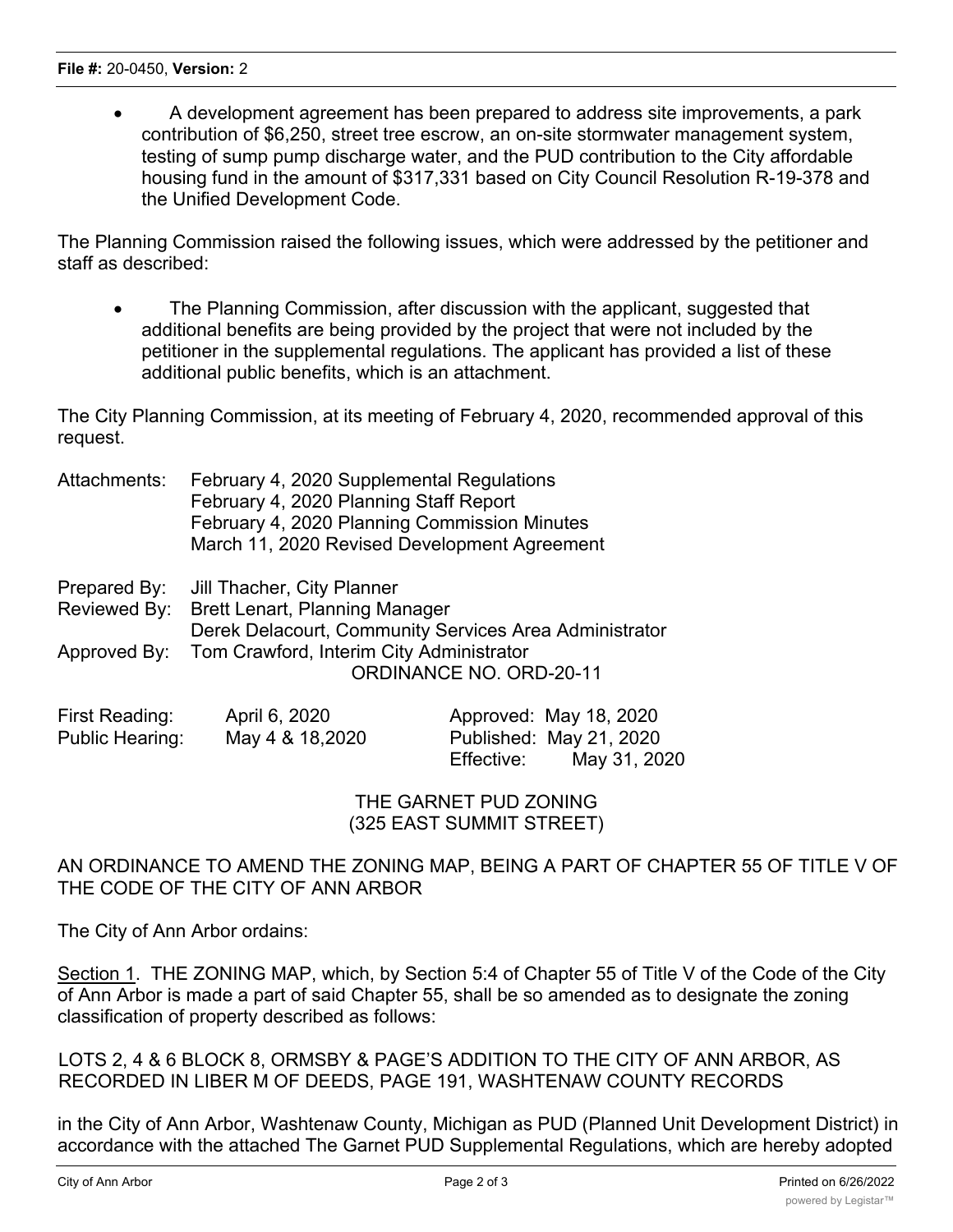- A development agreement has been prepared to address site improvements, a park contribution of $6,250, street tree escrow, an on-site stormwater management system, testing of sump pump discharge water, and the PUD contribution to the City affordable housing fund in the amount of $317,331 based on City Council Resolution R-19-378 and the Unified Development Code.

The Planning Commission raised the following issues, which were addressed by the petitioner and staff as described:

- The Planning Commission, after discussion with the applicant, suggested that additional benefits are being provided by the project that were not included by the petitioner in the supplemental regulations. The applicant has provided a list of these additional public benefits, which is an attachment.

The City Planning Commission, at its meeting of February 4, 2020, recommended approval of this request.

Attachments: February 4, 2020 Supplemental Regulations
February 4, 2020 Planning Staff Report
February 4, 2020 Planning Commission Minutes
March 11, 2020 Revised Development Agreement

Prepared By: Jill Thacher, City Planner
Reviewed By: Brett Lenart, Planning Manager
Derek Delacourt, Community Services Area Administrator
Approved By: Tom Crawford, Interim City Administrator

ORDINANCE NO. ORD-20-11

| | | | |
|---|---|---|---|
| First Reading: | April 6, 2020 | Approved: | May 18, 2020 |
| Public Hearing: | May 4 & 18,2020 | Published: | May 21, 2020 |
| | | Effective: | May 31, 2020 |

THE GARNET PUD ZONING
(325 EAST SUMMIT STREET)

AN ORDINANCE TO AMEND THE ZONING MAP, BEING A PART OF CHAPTER 55 OF TITLE V OF THE CODE OF THE CITY OF ANN ARBOR

The City of Ann Arbor ordains:

Section 1. THE ZONING MAP, which, by Section 5:4 of Chapter 55 of Title V of the Code of the City of Ann Arbor is made a part of said Chapter 55, shall be so amended as to designate the zoning classification of property described as follows:

LOTS 2, 4 & 6 BLOCK 8, ORMSBY & PAGE'S ADDITION TO THE CITY OF ANN ARBOR, AS RECORDED IN LIBER M OF DEEDS, PAGE 191, WASHTENAW COUNTY RECORDS

in the City of Ann Arbor, Washtenaw County, Michigan as PUD (Planned Unit Development District) in accordance with the attached The Garnet PUD Supplemental Regulations, which are hereby adopted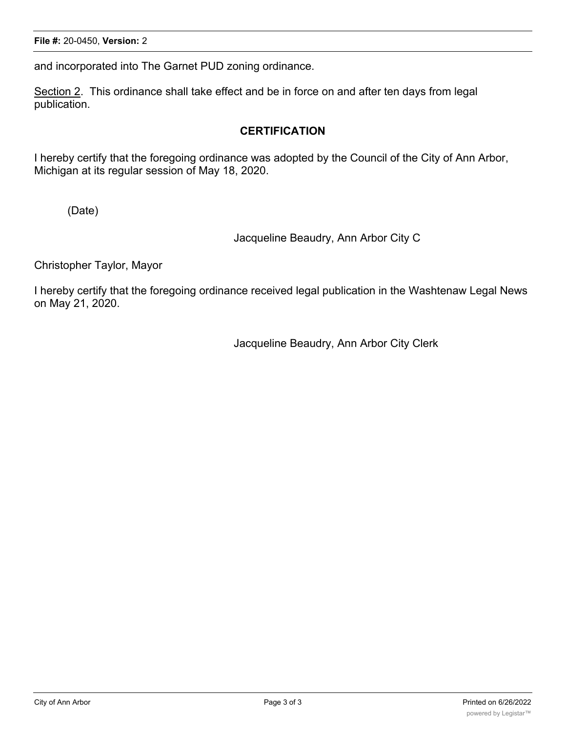and incorporated into The Garnet PUD zoning ordinance.

Section 2. This ordinance shall take effect and be in force on and after ten days from legal publication.

## CERTIFICATION

I hereby certify that the foregoing ordinance was adopted by the Council of the City of Ann Arbor, Michigan at its regular session of May 18, 2020.

(Date)

Jacqueline Beaudry, Ann Arbor City C

Christopher Taylor, Mayor

I hereby certify that the foregoing ordinance received legal publication in the Washtenaw Legal News on May 21, 2020.

Jacqueline Beaudry, Ann Arbor City Clerk